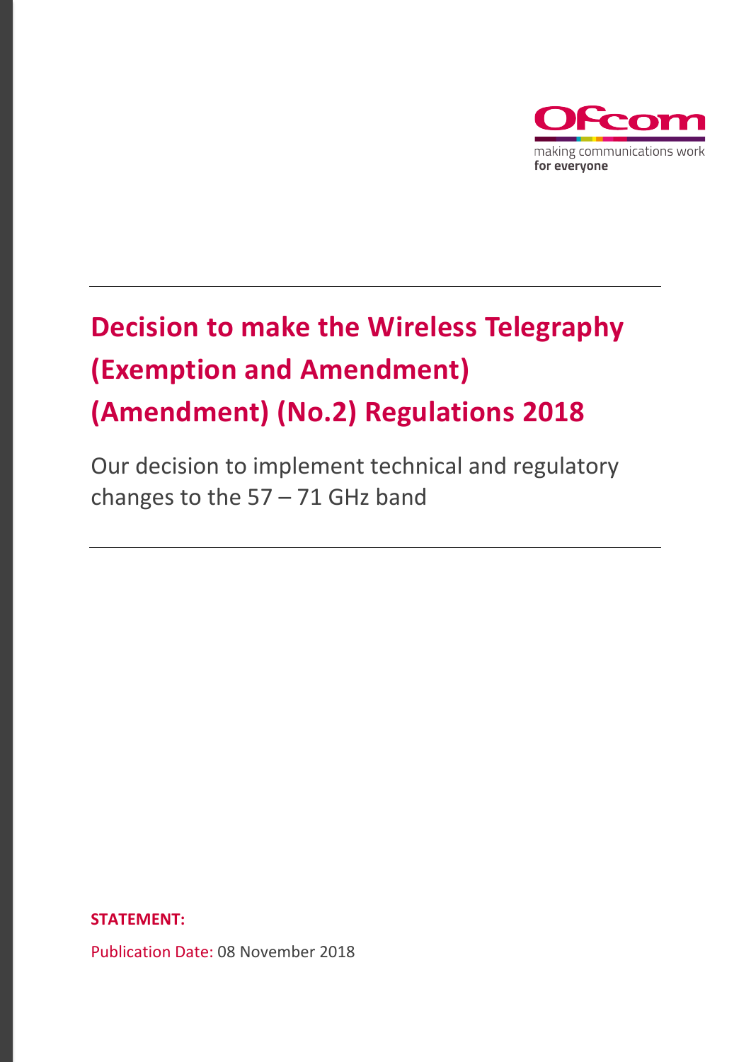Ofcom

making communications work
**for everyone**

# Decision to make the Wireless Telegraphy (Exemption and Amendment) (Amendment) (No.2) Regulations 2018

Our decision to implement technical and regulatory changes to the 57 – 71 GHz band

**STATEMENT:**

Publication Date: 08 November 2018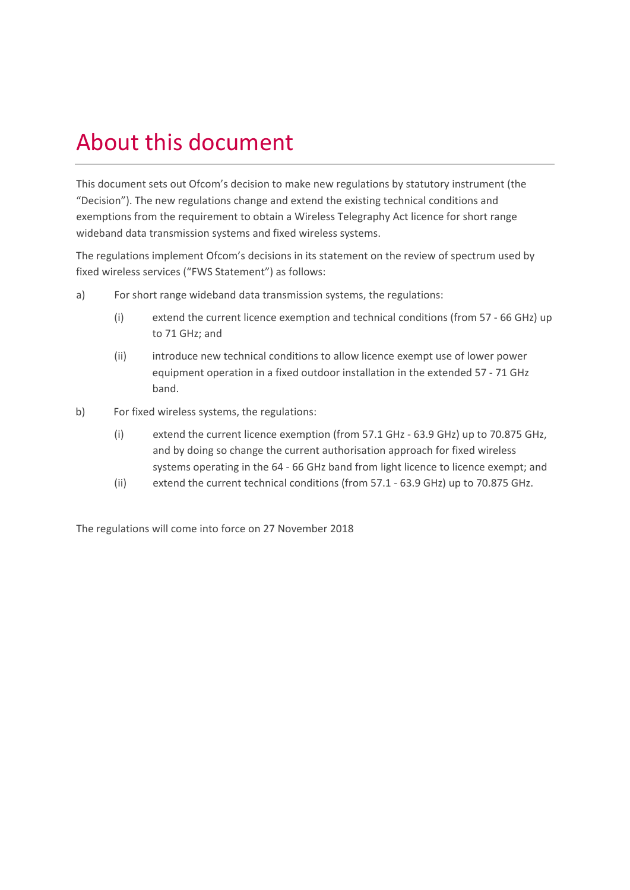# About this document

This document sets out Ofcom's decision to make new regulations by statutory instrument (the "Decision"). The new regulations change and extend the existing technical conditions and exemptions from the requirement to obtain a Wireless Telegraphy Act licence for short range wideband data transmission systems and fixed wireless systems.

The regulations implement Ofcom's decisions in its statement on the review of spectrum used by fixed wireless services ("FWS Statement") as follows:

a) For short range wideband data transmission systems, the regulations:

   (i) extend the current licence exemption and technical conditions (from 57 - 66 GHz) up to 71 GHz; and

   (ii) introduce new technical conditions to allow licence exempt use of lower power equipment operation in a fixed outdoor installation in the extended 57 - 71 GHz band.

b) For fixed wireless systems, the regulations:

   (i) extend the current licence exemption (from 57.1 GHz - 63.9 GHz) up to 70.875 GHz, and by doing so change the current authorisation approach for fixed wireless systems operating in the 64 - 66 GHz band from light licence to licence exempt; and

   (ii) extend the current technical conditions (from 57.1 - 63.9 GHz) up to 70.875 GHz.

The regulations will come into force on 27 November 2018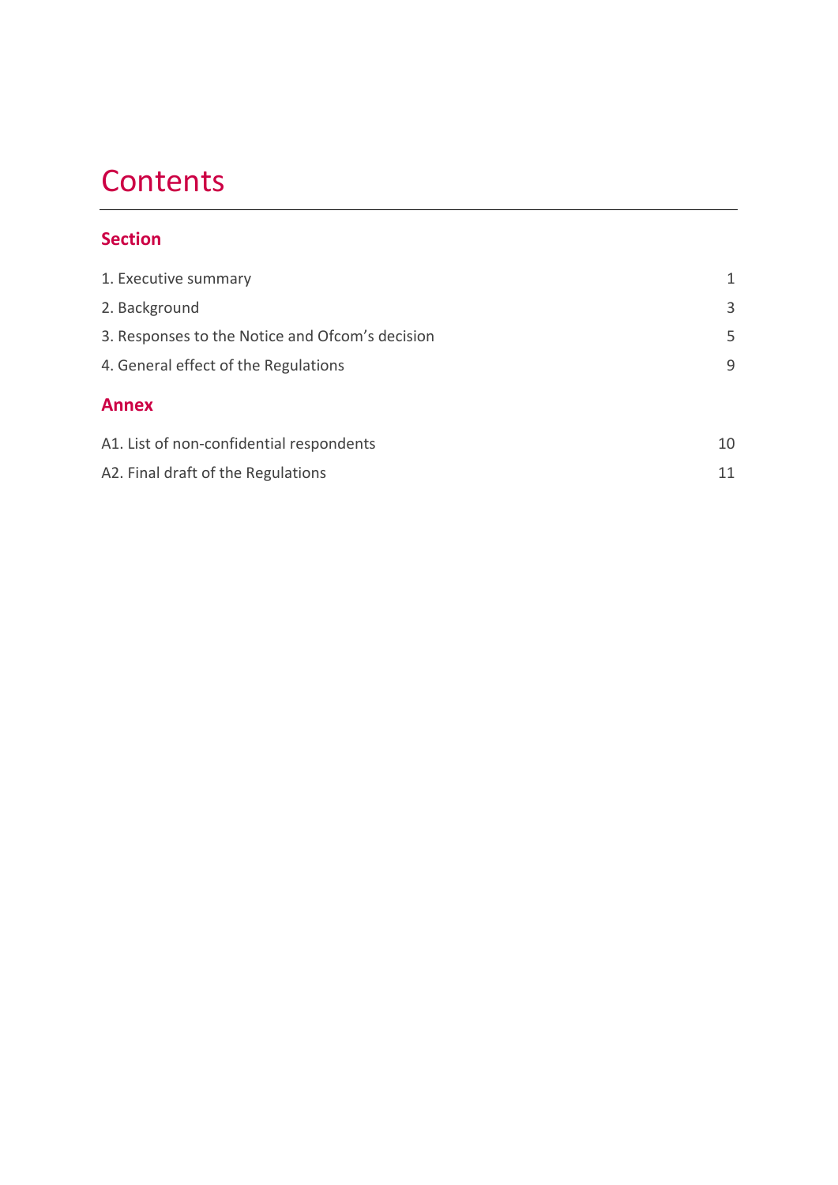# Contents

## Section

| | |
|---|---|
| 1. Executive summary | 1 |
| 2. Background | 3 |
| 3. Responses to the Notice and Ofcom's decision | 5 |
| 4. General effect of the Regulations | 9 |

## Annex

| | |
|---|---|
| A1. List of non-confidential respondents | 10 |
| A2. Final draft of the Regulations | 11 |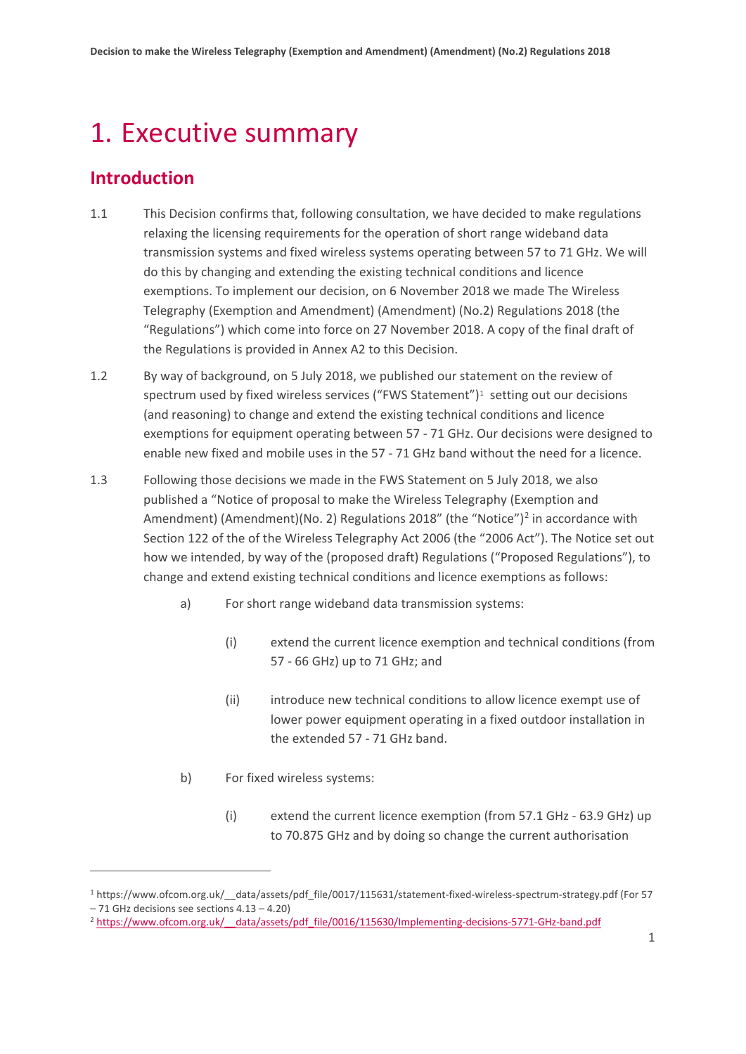# 1. Executive summary

## Introduction

1.1 This Decision confirms that, following consultation, we have decided to make regulations relaxing the licensing requirements for the operation of short range wideband data transmission systems and fixed wireless systems operating between 57 to 71 GHz. We will do this by changing and extending the existing technical conditions and licence exemptions. To implement our decision, on 6 November 2018 we made The Wireless Telegraphy (Exemption and Amendment) (Amendment) (No.2) Regulations 2018 (the "Regulations") which come into force on 27 November 2018. A copy of the final draft of the Regulations is provided in Annex A2 to this Decision.

1.2 By way of background, on 5 July 2018, we published our statement on the review of spectrum used by fixed wireless services ("FWS Statement")[1] setting out our decisions (and reasoning) to change and extend the existing technical conditions and licence exemptions for equipment operating between 57 - 71 GHz. Our decisions were designed to enable new fixed and mobile uses in the 57 - 71 GHz band without the need for a licence.

1.3 Following those decisions we made in the FWS Statement on 5 July 2018, we also published a "Notice of proposal to make the Wireless Telegraphy (Exemption and Amendment) (Amendment)(No. 2) Regulations 2018" (the "Notice")[2] in accordance with Section 122 of the of the Wireless Telegraphy Act 2006 (the "2006 Act"). The Notice set out how we intended, by way of the (proposed draft) Regulations ("Proposed Regulations"), to change and extend existing technical conditions and licence exemptions as follows:

  a) For short range wideband data transmission systems:

    (i) extend the current licence exemption and technical conditions (from 57 - 66 GHz) up to 71 GHz; and

    (ii) introduce new technical conditions to allow licence exempt use of lower power equipment operating in a fixed outdoor installation in the extended 57 - 71 GHz band.

  b) For fixed wireless systems:

    (i) extend the current licence exemption (from 57.1 GHz - 63.9 GHz) up to 70.875 GHz and by doing so change the current authorisation

[1] https://www.ofcom.org.uk/__data/assets/pdf_file/0017/115631/statement-fixed-wireless-spectrum-strategy.pdf (For 57 – 71 GHz decisions see sections 4.13 – 4.20)

[2] https://www.ofcom.org.uk/__data/assets/pdf_file/0016/115630/Implementing-decisions-5771-GHz-band.pdf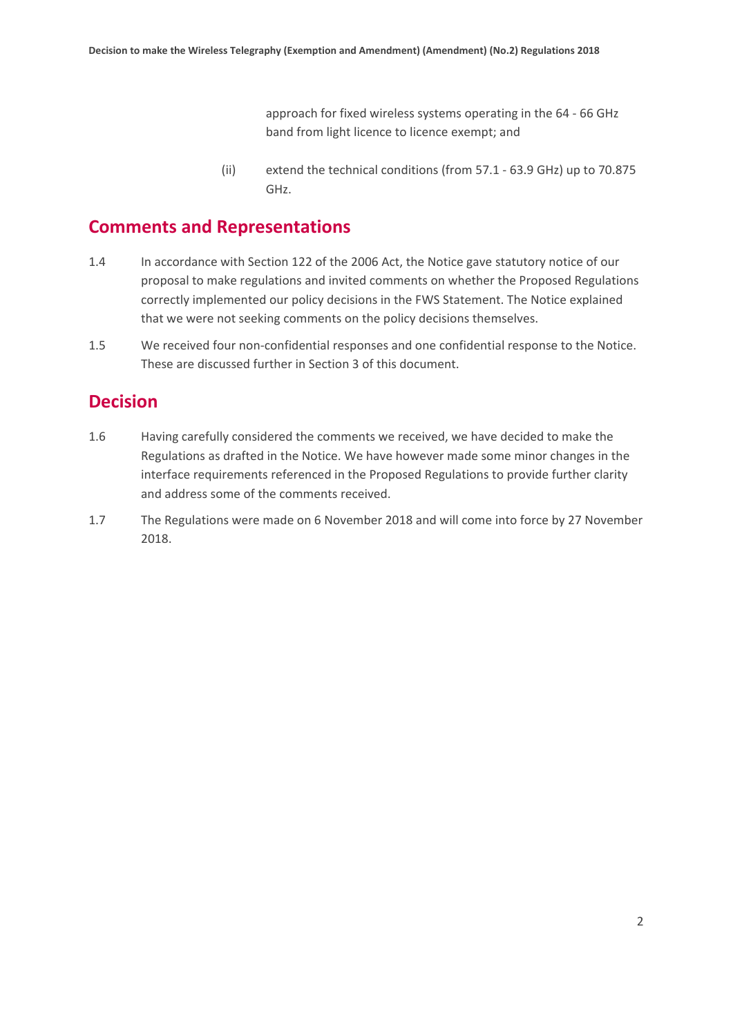approach for fixed wireless systems operating in the 64 - 66 GHz band from light licence to licence exempt; and

(ii) extend the technical conditions (from 57.1 - 63.9 GHz) up to 70.875 GHz.

## Comments and Representations

1.4 In accordance with Section 122 of the 2006 Act, the Notice gave statutory notice of our proposal to make regulations and invited comments on whether the Proposed Regulations correctly implemented our policy decisions in the FWS Statement. The Notice explained that we were not seeking comments on the policy decisions themselves.

1.5 We received four non-confidential responses and one confidential response to the Notice. These are discussed further in Section 3 of this document.

## Decision

1.6 Having carefully considered the comments we received, we have decided to make the Regulations as drafted in the Notice. We have however made some minor changes in the interface requirements referenced in the Proposed Regulations to provide further clarity and address some of the comments received.

1.7 The Regulations were made on 6 November 2018 and will come into force by 27 November 2018.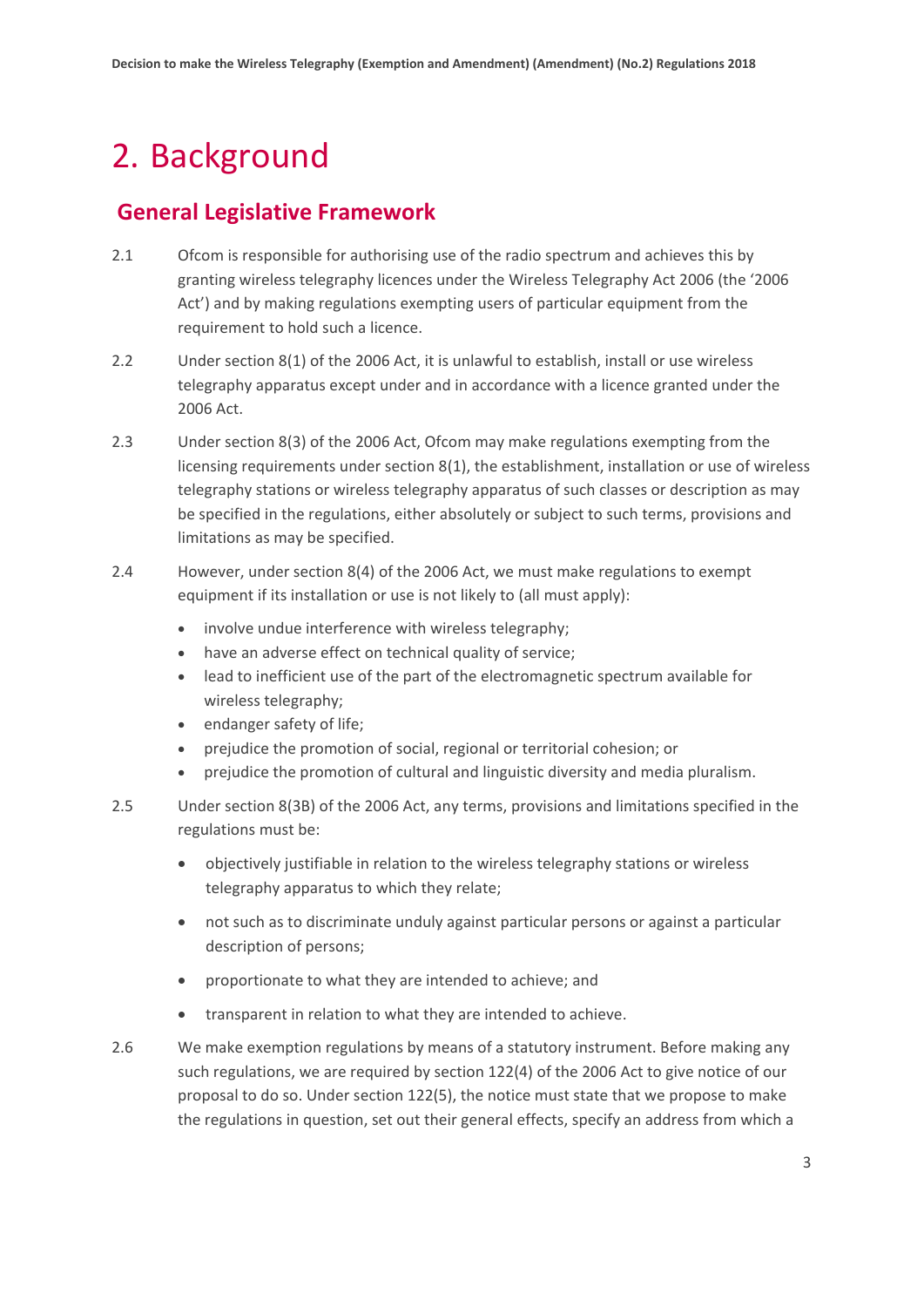# 2. Background

## General Legislative Framework

2.1 Ofcom is responsible for authorising use of the radio spectrum and achieves this by granting wireless telegraphy licences under the Wireless Telegraphy Act 2006 (the '2006 Act') and by making regulations exempting users of particular equipment from the requirement to hold such a licence.

2.2 Under section 8(1) of the 2006 Act, it is unlawful to establish, install or use wireless telegraphy apparatus except under and in accordance with a licence granted under the 2006 Act.

2.3 Under section 8(3) of the 2006 Act, Ofcom may make regulations exempting from the licensing requirements under section 8(1), the establishment, installation or use of wireless telegraphy stations or wireless telegraphy apparatus of such classes or description as may be specified in the regulations, either absolutely or subject to such terms, provisions and limitations as may be specified.

2.4 However, under section 8(4) of the 2006 Act, we must make regulations to exempt equipment if its installation or use is not likely to (all must apply):

- involve undue interference with wireless telegraphy;
- have an adverse effect on technical quality of service;
- lead to inefficient use of the part of the electromagnetic spectrum available for wireless telegraphy;
- endanger safety of life;
- prejudice the promotion of social, regional or territorial cohesion; or
- prejudice the promotion of cultural and linguistic diversity and media pluralism.

2.5 Under section 8(3B) of the 2006 Act, any terms, provisions and limitations specified in the regulations must be:

- objectively justifiable in relation to the wireless telegraphy stations or wireless telegraphy apparatus to which they relate;
- not such as to discriminate unduly against particular persons or against a particular description of persons;
- proportionate to what they are intended to achieve; and
- transparent in relation to what they are intended to achieve.

2.6 We make exemption regulations by means of a statutory instrument. Before making any such regulations, we are required by section 122(4) of the 2006 Act to give notice of our proposal to do so. Under section 122(5), the notice must state that we propose to make the regulations in question, set out their general effects, specify an address from which a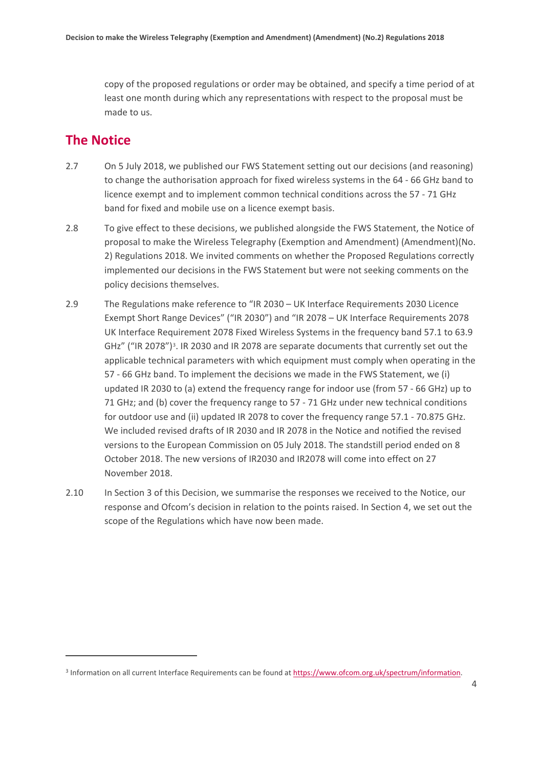copy of the proposed regulations or order may be obtained, and specify a time period of at least one month during which any representations with respect to the proposal must be made to us.

## The Notice

2.7 On 5 July 2018, we published our FWS Statement setting out our decisions (and reasoning) to change the authorisation approach for fixed wireless systems in the 64 - 66 GHz band to licence exempt and to implement common technical conditions across the 57 - 71 GHz band for fixed and mobile use on a licence exempt basis.

2.8 To give effect to these decisions, we published alongside the FWS Statement, the Notice of proposal to make the Wireless Telegraphy (Exemption and Amendment) (Amendment)(No. 2) Regulations 2018. We invited comments on whether the Proposed Regulations correctly implemented our decisions in the FWS Statement but were not seeking comments on the policy decisions themselves.

2.9 The Regulations make reference to "IR 2030 – UK Interface Requirements 2030 Licence Exempt Short Range Devices" ("IR 2030") and "IR 2078 – UK Interface Requirements 2078 UK Interface Requirement 2078 Fixed Wireless Systems in the frequency band 57.1 to 63.9 GHz" ("IR 2078")[3]. IR 2030 and IR 2078 are separate documents that currently set out the applicable technical parameters with which equipment must comply when operating in the 57 - 66 GHz band. To implement the decisions we made in the FWS Statement, we (i) updated IR 2030 to (a) extend the frequency range for indoor use (from 57 - 66 GHz) up to 71 GHz; and (b) cover the frequency range to 57 - 71 GHz under new technical conditions for outdoor use and (ii) updated IR 2078 to cover the frequency range 57.1 - 70.875 GHz. We included revised drafts of IR 2030 and IR 2078 in the Notice and notified the revised versions to the European Commission on 05 July 2018. The standstill period ended on 8 October 2018. The new versions of IR2030 and IR2078 will come into effect on 27 November 2018.

2.10 In Section 3 of this Decision, we summarise the responses we received to the Notice, our response and Ofcom's decision in relation to the points raised. In Section 4, we set out the scope of the Regulations which have now been made.

---

[3] Information on all current Interface Requirements can be found at https://www.ofcom.org.uk/spectrum/information.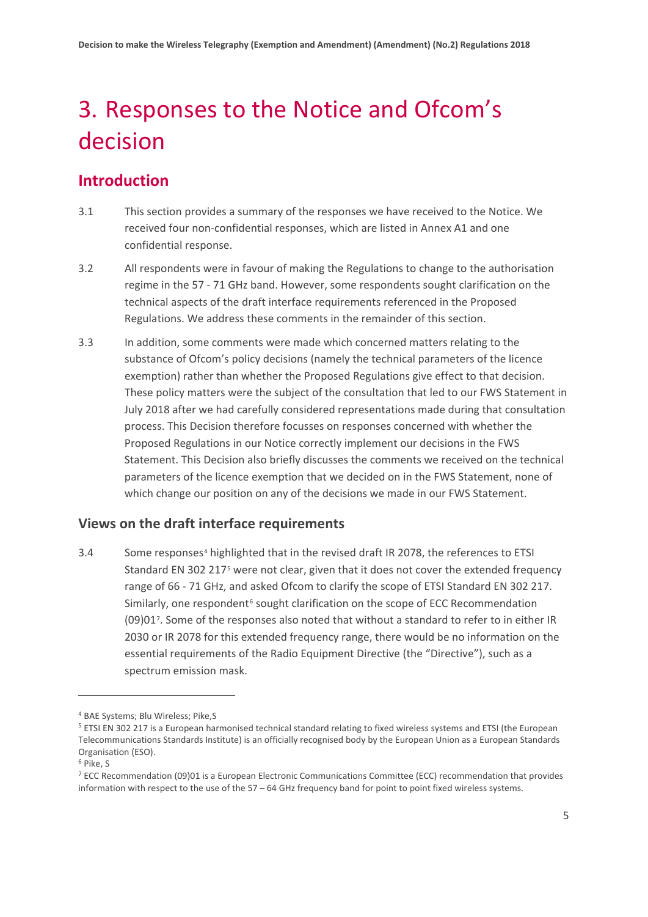# 3. Responses to the Notice and Ofcom's decision

## Introduction

3.1 This section provides a summary of the responses we have received to the Notice. We received four non-confidential responses, which are listed in Annex A1 and one confidential response.

3.2 All respondents were in favour of making the Regulations to change to the authorisation regime in the 57 - 71 GHz band. However, some respondents sought clarification on the technical aspects of the draft interface requirements referenced in the Proposed Regulations. We address these comments in the remainder of this section.

3.3 In addition, some comments were made which concerned matters relating to the substance of Ofcom's policy decisions (namely the technical parameters of the licence exemption) rather than whether the Proposed Regulations give effect to that decision. These policy matters were the subject of the consultation that led to our FWS Statement in July 2018 after we had carefully considered representations made during that consultation process. This Decision therefore focusses on responses concerned with whether the Proposed Regulations in our Notice correctly implement our decisions in the FWS Statement. This Decision also briefly discusses the comments we received on the technical parameters of the licence exemption that we decided on in the FWS Statement, none of which change our position on any of the decisions we made in our FWS Statement.

### Views on the draft interface requirements

3.4 Some responses[4] highlighted that in the revised draft IR 2078, the references to ETSI Standard EN 302 217[5] were not clear, given that it does not cover the extended frequency range of 66 - 71 GHz, and asked Ofcom to clarify the scope of ETSI Standard EN 302 217. Similarly, one respondent[6] sought clarification on the scope of ECC Recommendation (09)01[7]. Some of the responses also noted that without a standard to refer to in either IR 2030 or IR 2078 for this extended frequency range, there would be no information on the essential requirements of the Radio Equipment Directive (the "Directive"), such as a spectrum emission mask.

---

[4] BAE Systems; Blu Wireless; Pike,S

[5] ETSI EN 302 217 is a European harmonised technical standard relating to fixed wireless systems and ETSI (the European Telecommunications Standards Institute) is an officially recognised body by the European Union as a European Standards Organisation (ESO).

[6] Pike, S

[7] ECC Recommendation (09)01 is a European Electronic Communications Committee (ECC) recommendation that provides information with respect to the use of the 57 – 64 GHz frequency band for point to point fixed wireless systems.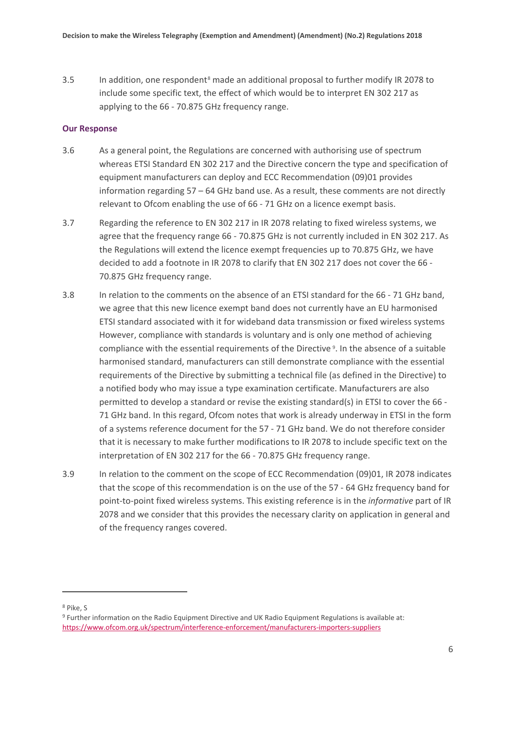3.5 In addition, one respondent[8] made an additional proposal to further modify IR 2078 to include some specific text, the effect of which would be to interpret EN 302 217 as applying to the 66 - 70.875 GHz frequency range.

### Our Response

3.6 As a general point, the Regulations are concerned with authorising use of spectrum whereas ETSI Standard EN 302 217 and the Directive concern the type and specification of equipment manufacturers can deploy and ECC Recommendation (09)01 provides information regarding 57 – 64 GHz band use. As a result, these comments are not directly relevant to Ofcom enabling the use of 66 - 71 GHz on a licence exempt basis.

3.7 Regarding the reference to EN 302 217 in IR 2078 relating to fixed wireless systems, we agree that the frequency range 66 - 70.875 GHz is not currently included in EN 302 217. As the Regulations will extend the licence exempt frequencies up to 70.875 GHz, we have decided to add a footnote in IR 2078 to clarify that EN 302 217 does not cover the 66 - 70.875 GHz frequency range.

3.8 In relation to the comments on the absence of an ETSI standard for the 66 - 71 GHz band, we agree that this new licence exempt band does not currently have an EU harmonised ETSI standard associated with it for wideband data transmission or fixed wireless systems However, compliance with standards is voluntary and is only one method of achieving compliance with the essential requirements of the Directive [9]. In the absence of a suitable harmonised standard, manufacturers can still demonstrate compliance with the essential requirements of the Directive by submitting a technical file (as defined in the Directive) to a notified body who may issue a type examination certificate. Manufacturers are also permitted to develop a standard or revise the existing standard(s) in ETSI to cover the 66 - 71 GHz band. In this regard, Ofcom notes that work is already underway in ETSI in the form of a systems reference document for the 57 - 71 GHz band. We do not therefore consider that it is necessary to make further modifications to IR 2078 to include specific text on the interpretation of EN 302 217 for the 66 - 70.875 GHz frequency range.

3.9 In relation to the comment on the scope of ECC Recommendation (09)01, IR 2078 indicates that the scope of this recommendation is on the use of the 57 - 64 GHz frequency band for point-to-point fixed wireless systems. This existing reference is in the *informative* part of IR 2078 and we consider that this provides the necessary clarity on application in general and of the frequency ranges covered.

---

[8] Pike, S

[9] Further information on the Radio Equipment Directive and UK Radio Equipment Regulations is available at: https://www.ofcom.org.uk/spectrum/interference-enforcement/manufacturers-importers-suppliers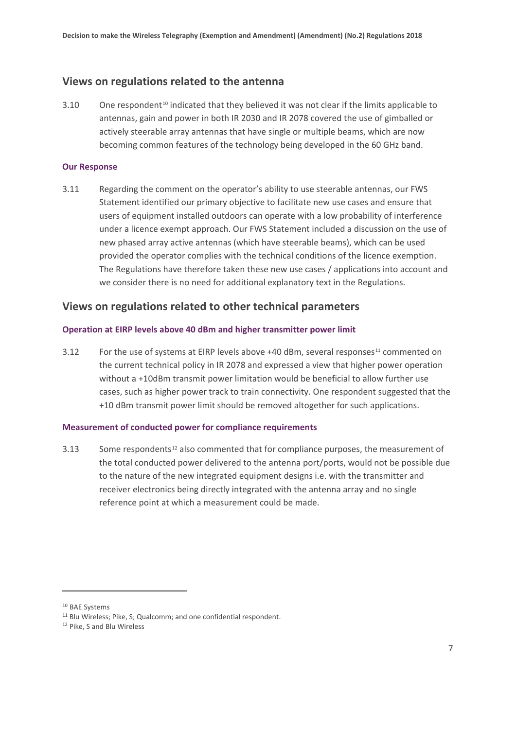## Views on regulations related to the antenna

3.10 One respondent[10] indicated that they believed it was not clear if the limits applicable to antennas, gain and power in both IR 2030 and IR 2078 covered the use of gimballed or actively steerable array antennas that have single or multiple beams, which are now becoming common features of the technology being developed in the 60 GHz band.

#### Our Response

3.11 Regarding the comment on the operator's ability to use steerable antennas, our FWS Statement identified our primary objective to facilitate new use cases and ensure that users of equipment installed outdoors can operate with a low probability of interference under a licence exempt approach. Our FWS Statement included a discussion on the use of new phased array active antennas (which have steerable beams), which can be used provided the operator complies with the technical conditions of the licence exemption. The Regulations have therefore taken these new use cases / applications into account and we consider there is no need for additional explanatory text in the Regulations.

## Views on regulations related to other technical parameters

#### Operation at EIRP levels above 40 dBm and higher transmitter power limit

3.12 For the use of systems at EIRP levels above +40 dBm, several responses[11] commented on the current technical policy in IR 2078 and expressed a view that higher power operation without a +10dBm transmit power limitation would be beneficial to allow further use cases, such as higher power track to train connectivity. One respondent suggested that the +10 dBm transmit power limit should be removed altogether for such applications.

#### Measurement of conducted power for compliance requirements

3.13 Some respondents[12] also commented that for compliance purposes, the measurement of the total conducted power delivered to the antenna port/ports, would not be possible due to the nature of the new integrated equipment designs i.e. with the transmitter and receiver electronics being directly integrated with the antenna array and no single reference point at which a measurement could be made.

---

[10] BAE Systems

[11] Blu Wireless; Pike, S; Qualcomm; and one confidential respondent.

[12] Pike, S and Blu Wireless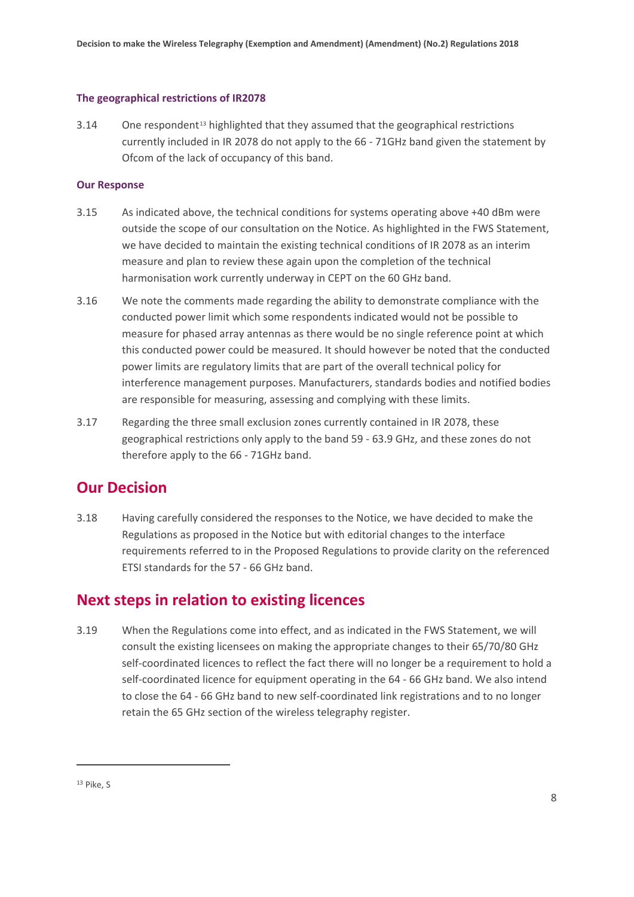### The geographical restrictions of IR2078

3.14 One respondent[13] highlighted that they assumed that the geographical restrictions currently included in IR 2078 do not apply to the 66 - 71GHz band given the statement by Ofcom of the lack of occupancy of this band.

### Our Response

3.15 As indicated above, the technical conditions for systems operating above +40 dBm were outside the scope of our consultation on the Notice. As highlighted in the FWS Statement, we have decided to maintain the existing technical conditions of IR 2078 as an interim measure and plan to review these again upon the completion of the technical harmonisation work currently underway in CEPT on the 60 GHz band.

3.16 We note the comments made regarding the ability to demonstrate compliance with the conducted power limit which some respondents indicated would not be possible to measure for phased array antennas as there would be no single reference point at which this conducted power could be measured. It should however be noted that the conducted power limits are regulatory limits that are part of the overall technical policy for interference management purposes. Manufacturers, standards bodies and notified bodies are responsible for measuring, assessing and complying with these limits.

3.17 Regarding the three small exclusion zones currently contained in IR 2078, these geographical restrictions only apply to the band 59 - 63.9 GHz, and these zones do not therefore apply to the 66 - 71GHz band.

## Our Decision

3.18 Having carefully considered the responses to the Notice, we have decided to make the Regulations as proposed in the Notice but with editorial changes to the interface requirements referred to in the Proposed Regulations to provide clarity on the referenced ETSI standards for the 57 - 66 GHz band.

## Next steps in relation to existing licences

3.19 When the Regulations come into effect, and as indicated in the FWS Statement, we will consult the existing licensees on making the appropriate changes to their 65/70/80 GHz self-coordinated licences to reflect the fact there will no longer be a requirement to hold a self-coordinated licence for equipment operating in the 64 - 66 GHz band. We also intend to close the 64 - 66 GHz band to new self-coordinated link registrations and to no longer retain the 65 GHz section of the wireless telegraphy register.

[13] Pike, S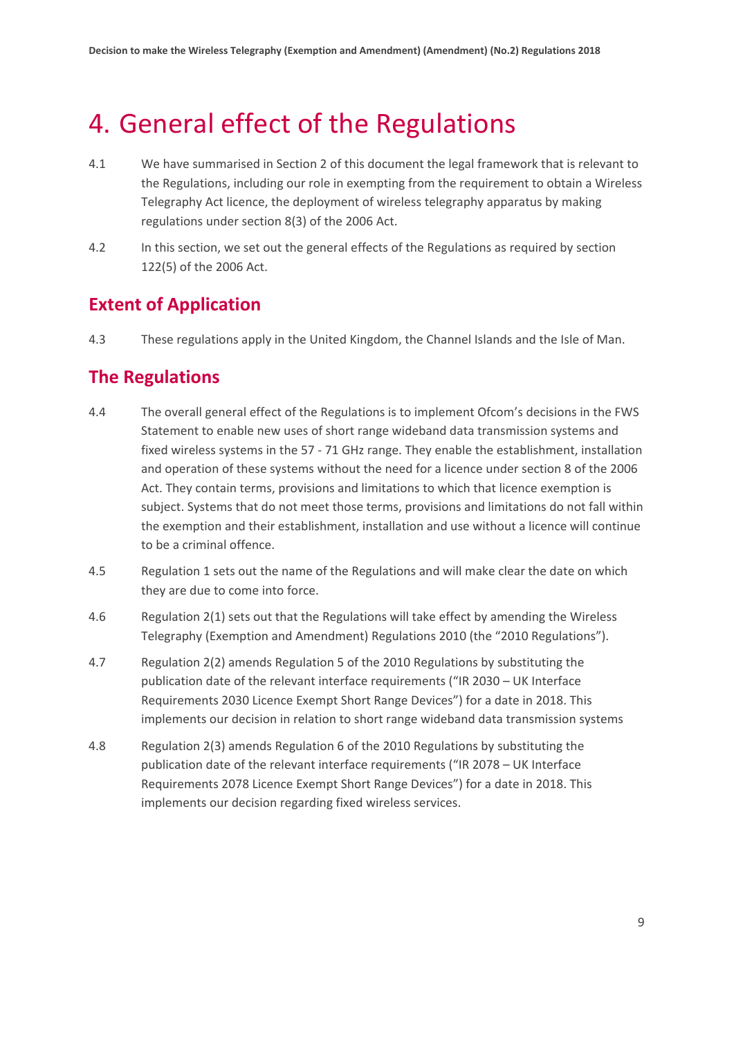# 4. General effect of the Regulations

4.1 We have summarised in Section 2 of this document the legal framework that is relevant to the Regulations, including our role in exempting from the requirement to obtain a Wireless Telegraphy Act licence, the deployment of wireless telegraphy apparatus by making regulations under section 8(3) of the 2006 Act.

4.2 In this section, we set out the general effects of the Regulations as required by section 122(5) of the 2006 Act.

## Extent of Application

4.3 These regulations apply in the United Kingdom, the Channel Islands and the Isle of Man.

## The Regulations

4.4 The overall general effect of the Regulations is to implement Ofcom's decisions in the FWS Statement to enable new uses of short range wideband data transmission systems and fixed wireless systems in the 57 - 71 GHz range. They enable the establishment, installation and operation of these systems without the need for a licence under section 8 of the 2006 Act. They contain terms, provisions and limitations to which that licence exemption is subject. Systems that do not meet those terms, provisions and limitations do not fall within the exemption and their establishment, installation and use without a licence will continue to be a criminal offence.

4.5 Regulation 1 sets out the name of the Regulations and will make clear the date on which they are due to come into force.

4.6 Regulation 2(1) sets out that the Regulations will take effect by amending the Wireless Telegraphy (Exemption and Amendment) Regulations 2010 (the "2010 Regulations").

4.7 Regulation 2(2) amends Regulation 5 of the 2010 Regulations by substituting the publication date of the relevant interface requirements ("IR 2030 – UK Interface Requirements 2030 Licence Exempt Short Range Devices") for a date in 2018. This implements our decision in relation to short range wideband data transmission systems

4.8 Regulation 2(3) amends Regulation 6 of the 2010 Regulations by substituting the publication date of the relevant interface requirements ("IR 2078 – UK Interface Requirements 2078 Licence Exempt Short Range Devices") for a date in 2018. This implements our decision regarding fixed wireless services.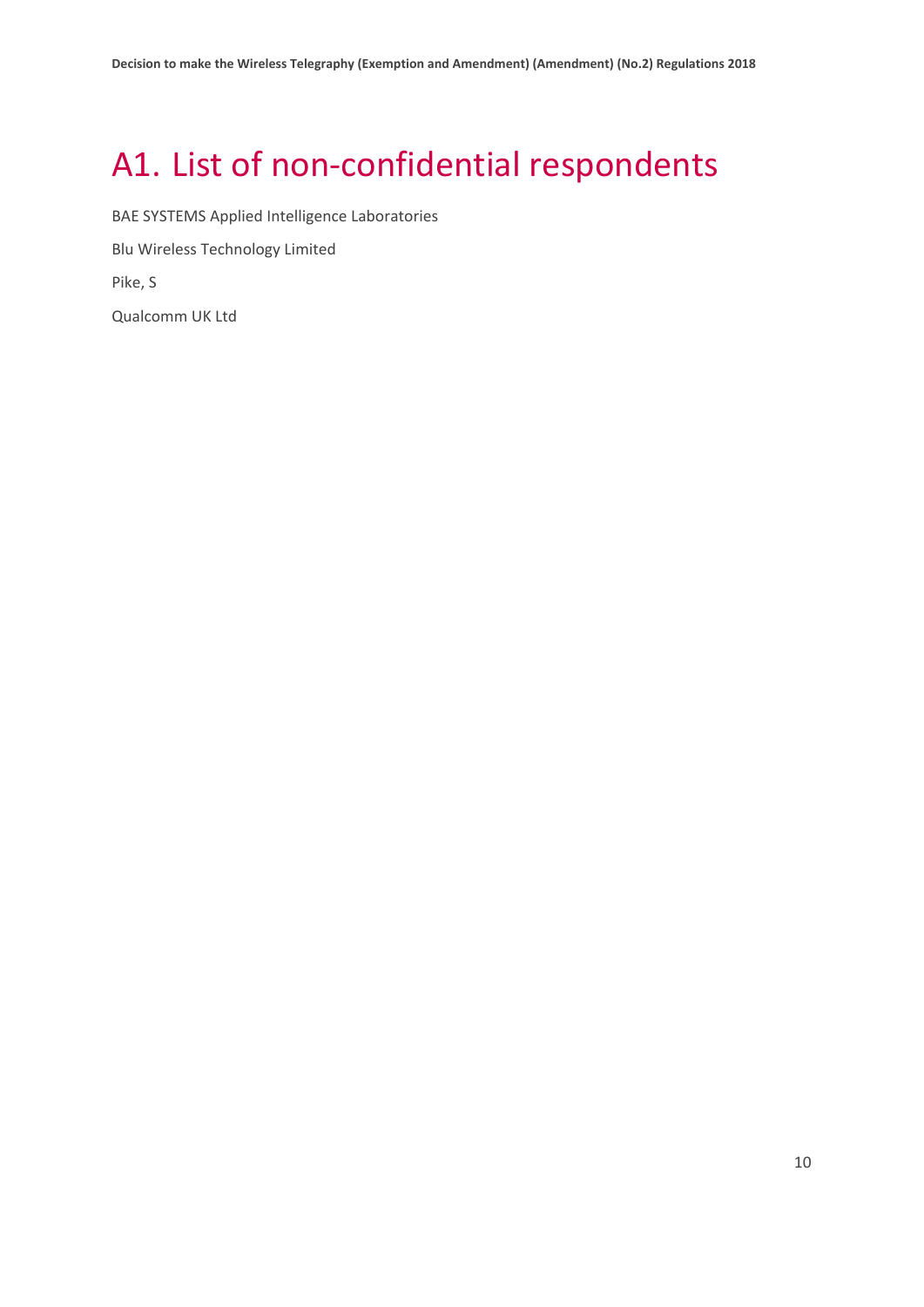# A1. List of non-confidential respondents

BAE SYSTEMS Applied Intelligence Laboratories

Blu Wireless Technology Limited

Pike, S

Qualcomm UK Ltd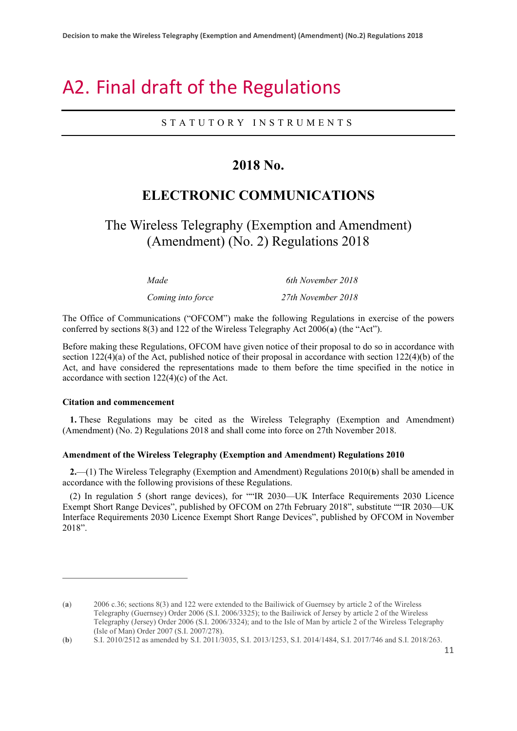# A2. Final draft of the Regulations

STATUTORY INSTRUMENTS

## 2018 No.

## ELECTRONIC COMMUNICATIONS

### The Wireless Telegraphy (Exemption and Amendment) (Amendment) (No. 2) Regulations 2018

| | |
|---|---|
| *Made* | *6th November 2018* |
| *Coming into force* | *27th November 2018* |

The Office of Communications ("OFCOM") make the following Regulations in exercise of the powers conferred by sections 8(3) and 122 of the Wireless Telegraphy Act 2006(**a**) (the "Act").

Before making these Regulations, OFCOM have given notice of their proposal to do so in accordance with section 122(4)(a) of the Act, published notice of their proposal in accordance with section 122(4)(b) of the Act, and have considered the representations made to them before the time specified in the notice in accordance with section 122(4)(c) of the Act.

**Citation and commencement**

**1.** These Regulations may be cited as the Wireless Telegraphy (Exemption and Amendment) (Amendment) (No. 2) Regulations 2018 and shall come into force on 27th November 2018.

**Amendment of the Wireless Telegraphy (Exemption and Amendment) Regulations 2010**

**2.**—(1) The Wireless Telegraphy (Exemption and Amendment) Regulations 2010(**b**) shall be amended in accordance with the following provisions of these Regulations.

(2) In regulation 5 (short range devices), for ""IR 2030—UK Interface Requirements 2030 Licence Exempt Short Range Devices", published by OFCOM on 27th February 2018", substitute ""IR 2030—UK Interface Requirements 2030 Licence Exempt Short Range Devices", published by OFCOM in November 2018".

---

(**a**) 2006 c.36; sections 8(3) and 122 were extended to the Bailiwick of Guernsey by article 2 of the Wireless Telegraphy (Guernsey) Order 2006 (S.I. 2006/3325); to the Bailiwick of Jersey by article 2 of the Wireless Telegraphy (Jersey) Order 2006 (S.I. 2006/3324); and to the Isle of Man by article 2 of the Wireless Telegraphy (Isle of Man) Order 2007 (S.I. 2007/278).

(**b**) S.I. 2010/2512 as amended by S.I. 2011/3035, S.I. 2013/1253, S.I. 2014/1484, S.I. 2017/746 and S.I. 2018/263.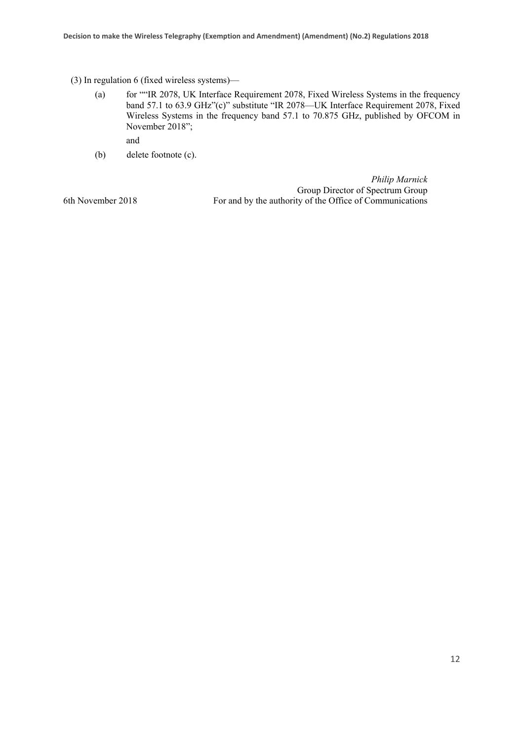(3) In regulation 6 (fixed wireless systems)—

(a) for ""IR 2078, UK Interface Requirement 2078, Fixed Wireless Systems in the frequency band 57.1 to 63.9 GHz"(c)" substitute "IR 2078—UK Interface Requirement 2078, Fixed Wireless Systems in the frequency band 57.1 to 70.875 GHz, published by OFCOM in November 2018";

and

(b) delete footnote (c).

*Philip Marnick*
Group Director of Spectrum Group
For and by the authority of the Office of Communications

6th November 2018